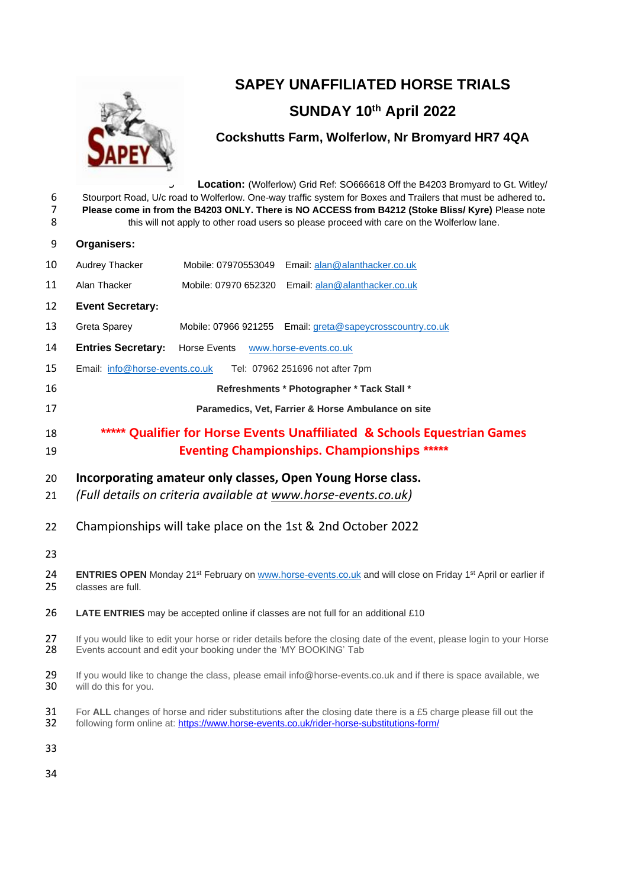# SAPEY UNAFFILIATED HORSE TRIALS

## SUNDAY 10th April 2022

### Cockshutts Farm, Wolferlow, Nr Bromyard HR7 4QA

**Location:** (Wolferlow) Grid Ref: SO666618 Off the B4203 Bromyard to Gt. Witley/ Stourport Road, U/c road to Wolferlow. One-way traffic system for Boxes and Trailers that must be adhered to. **Please come in from the B4203 ONLY. There is NO ACCESS from B4212 (Stoke Bliss/ Kyre)** Please note this will not apply to other road users so please proceed with care on the Wolferlow lane.

**Organisers:**

Audrey Thacker Mobile: 07970553049 Email: alan@alanthacker.co.uk

Alan Thacker Mobile: 07970 652320 Email: alan@alanthacker.co.uk

**Event Secretary:**

Greta Sparey Mobile: 07966 921255 Email: greta@sapeycrosscountry.co.uk

**Entries Secretary:** Horse Events www.horse-events.co.uk

Email: info@horse-events.co.uk Tel: 07962 251696 not after 7pm

**Refreshments * Photographer * Tack Stall ***

**Paramedics, Vet, Farrier & Horse Ambulance on site**

**\*\*\*\*\* Qualifier for Horse Events Unaffiliated & Schools Equestrian Games Eventing Championships. Championships \*\*\*\*\***

**Incorporating amateur only classes, Open Young Horse class.**

*(Full details on criteria available at www.horse-events.co.uk)*

Championships will take place on the 1st & 2nd October 2022

**ENTRIES OPEN** Monday 21st February on www.horse-events.co.uk and will close on Friday 1st April or earlier if classes are full.

**LATE ENTRIES** may be accepted online if classes are not full for an additional £10

If you would like to edit your horse or rider details before the closing date of the event, please login to your Horse Events account and edit your booking under the 'MY BOOKING' Tab

If you would like to change the class, please email info@horse-events.co.uk and if there is space available, we will do this for you.

For **ALL** changes of horse and rider substitutions after the closing date there is a £5 charge please fill out the following form online at: https://www.horse-events.co.uk/rider-horse-substitutions-form/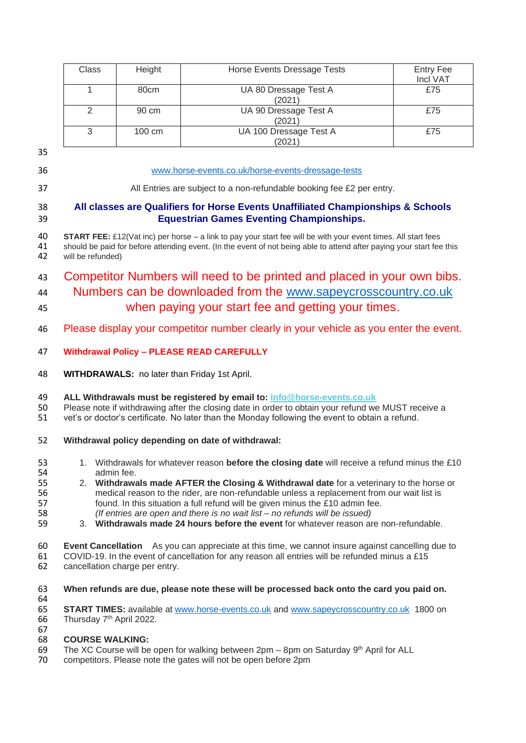| Class | Height | Horse Events Dressage Tests | Entry Fee Incl VAT |
|---|---|---|---|
| 1 | 80cm | UA 80 Dressage Test A (2021) | £75 |
| 2 | 90 cm | UA 90 Dressage Test A (2021) | £75 |
| 3 | 100 cm | UA 100 Dressage Test A (2021) | £75 |

www.horse-events.co.uk/horse-events-dressage-tests

All Entries are subject to a non-refundable booking fee £2 per entry.

**All classes are Qualifiers for Horse Events Unaffiliated Championships & Schools Equestrian Games Eventing Championships.**

**START FEE:** £12(Vat inc) per horse – a link to pay your start fee will be with your event times. All start fees should be paid for before attending event. (In the event of not being able to attend after paying your start fee this will be refunded)

Competitor Numbers will need to be printed and placed in your own bibs. Numbers can be downloaded from the www.sapeycrosscountry.co.uk when paying your start fee and getting your times.

Please display your competitor number clearly in your vehicle as you enter the event.

**Withdrawal Policy – PLEASE READ CAREFULLY**

**WITHDRAWALS:** no later than Friday 1st April.

**ALL Withdrawals must be registered by email to: info@horse-events.co.uk**
Please note if withdrawing after the closing date in order to obtain your refund we MUST receive a vet's or doctor's certificate. No later than the Monday following the event to obtain a refund.

**Withdrawal policy depending on date of withdrawal:**

1. Withdrawals for whatever reason **before the closing date** will receive a refund minus the £10 admin fee.
2. **Withdrawals made AFTER the Closing & Withdrawal date** for a veterinary to the horse or medical reason to the rider, are non-refundable unless a replacement from our wait list is found. In this situation a full refund will be given minus the £10 admin fee.
   *(If entries are open and there is no wait list – no refunds will be issued)*
3. **Withdrawals made 24 hours before the event** for whatever reason are non-refundable.

**Event Cancellation** As you can appreciate at this time, we cannot insure against cancelling due to COVID-19. In the event of cancellation for any reason all entries will be refunded minus a £15 cancellation charge per entry.

**When refunds are due, please note these will be processed back onto the card you paid on.**

**START TIMES:** available at www.horse-events.co.uk and www.sapeycrosscountry.co.uk 1800 on Thursday 7th April 2022.

**COURSE WALKING:**
The XC Course will be open for walking between 2pm – 8pm on Saturday 9th April for ALL competitors. Please note the gates will not be open before 2pm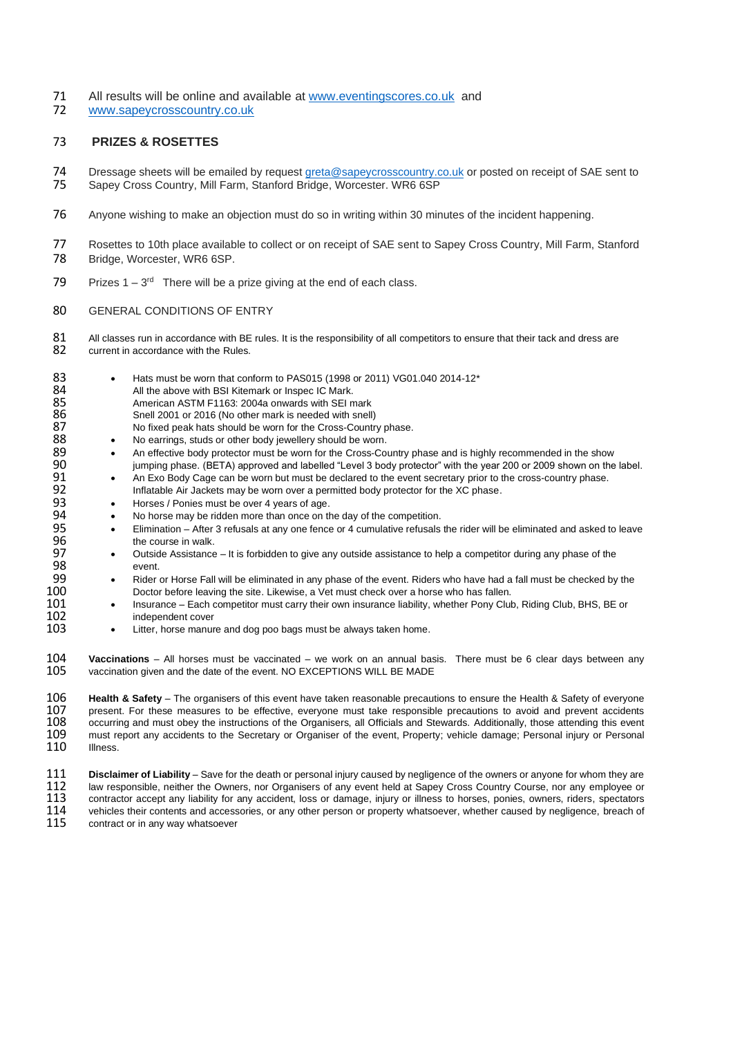All results will be online and available at www.eventingscores.co.uk and www.sapeycrosscountry.co.uk

## PRIZES & ROSETTES

Dressage sheets will be emailed by request greta@sapeycrosscountry.co.uk or posted on receipt of SAE sent to Sapey Cross Country, Mill Farm, Stanford Bridge, Worcester. WR6 6SP

Anyone wishing to make an objection must do so in writing within 30 minutes of the incident happening.

Rosettes to 10th place available to collect or on receipt of SAE sent to Sapey Cross Country, Mill Farm, Stanford Bridge, Worcester, WR6 6SP.

Prizes 1 – 3rd There will be a prize giving at the end of each class.

GENERAL CONDITIONS OF ENTRY

All classes run in accordance with BE rules. It is the responsibility of all competitors to ensure that their tack and dress are current in accordance with the Rules.

- Hats must be worn that conform to PAS015 (1998 or 2011) VG01.040 2014-12*
  All the above with BSI Kitemark or Inspec IC Mark.
  American ASTM F1163: 2004a onwards with SEI mark
  Snell 2001 or 2016 (No other mark is needed with snell)
  No fixed peak hats should be worn for the Cross-Country phase.
- No earrings, studs or other body jewellery should be worn.
- An effective body protector must be worn for the Cross-Country phase and is highly recommended in the show jumping phase. (BETA) approved and labelled "Level 3 body protector" with the year 200 or 2009 shown on the label.
- An Exo Body Cage can be worn but must be declared to the event secretary prior to the cross-country phase. Inflatable Air Jackets may be worn over a permitted body protector for the XC phase.
- Horses / Ponies must be over 4 years of age.
- No horse may be ridden more than once on the day of the competition.
- Elimination – After 3 refusals at any one fence or 4 cumulative refusals the rider will be eliminated and asked to leave the course in walk.
- Outside Assistance – It is forbidden to give any outside assistance to help a competitor during any phase of the event.
- Rider or Horse Fall will be eliminated in any phase of the event. Riders who have had a fall must be checked by the Doctor before leaving the site. Likewise, a Vet must check over a horse who has fallen.
- Insurance – Each competitor must carry their own insurance liability, whether Pony Club, Riding Club, BHS, BE or independent cover
- Litter, horse manure and dog poo bags must be always taken home.

**Vaccinations** – All horses must be vaccinated – we work on an annual basis. There must be 6 clear days between any vaccination given and the date of the event. NO EXCEPTIONS WILL BE MADE

**Health & Safety** – The organisers of this event have taken reasonable precautions to ensure the Health & Safety of everyone present. For these measures to be effective, everyone must take responsible precautions to avoid and prevent accidents occurring and must obey the instructions of the Organisers, all Officials and Stewards. Additionally, those attending this event must report any accidents to the Secretary or Organiser of the event, Property; vehicle damage; Personal injury or Personal Illness.

**Disclaimer of Liability** – Save for the death or personal injury caused by negligence of the owners or anyone for whom they are law responsible, neither the Owners, nor Organisers of any event held at Sapey Cross Country Course, nor any employee or contractor accept any liability for any accident, loss or damage, injury or illness to horses, ponies, owners, riders, spectators vehicles their contents and accessories, or any other person or property whatsoever, whether caused by negligence, breach of contract or in any way whatsoever